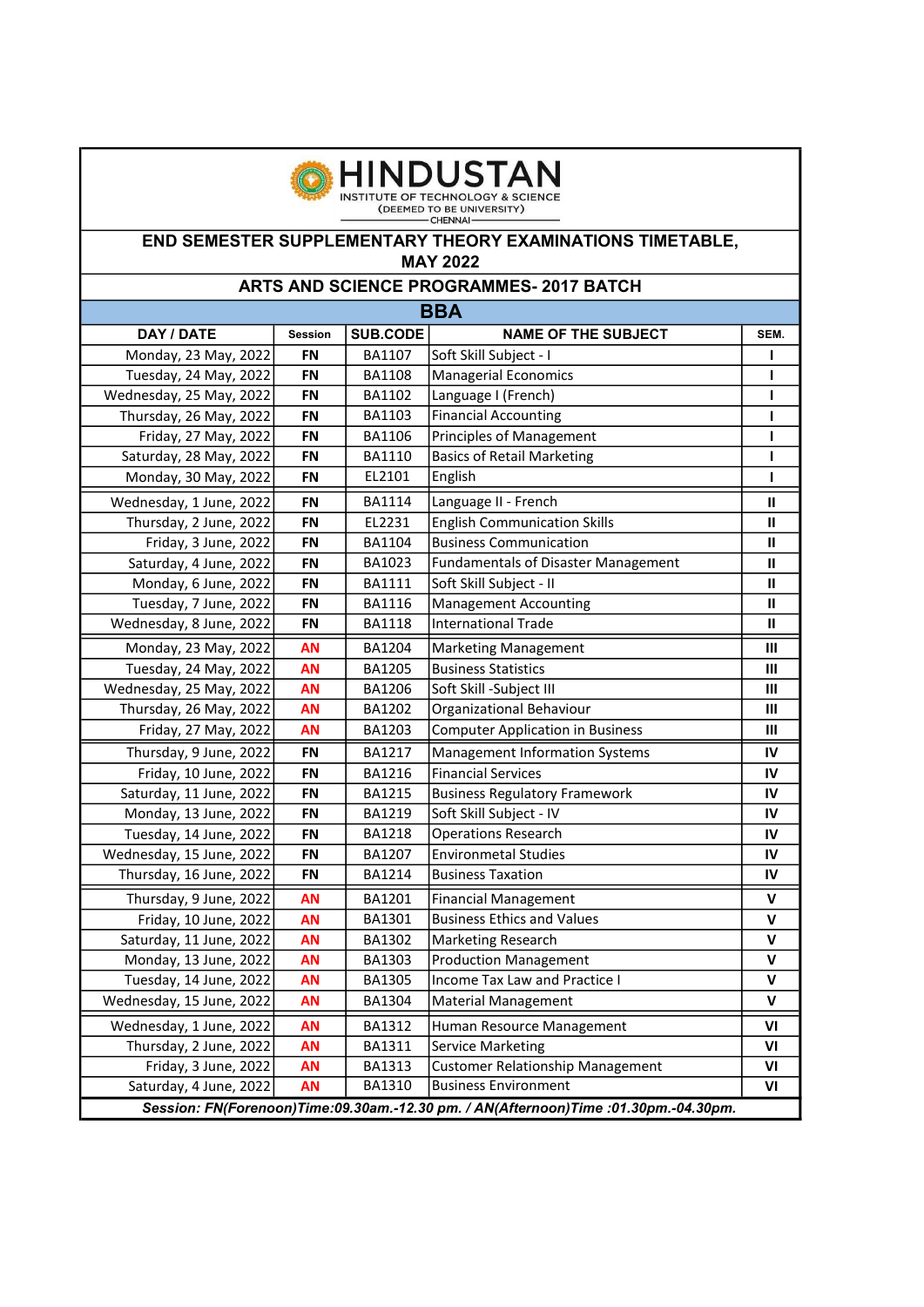**HINDUSTAN**
INSTITUTE OF TECHNOLOGY & SCIENCE
(DEEMED TO BE UNIVERSITY)
CHENNAI

# END SEMESTER SUPPLEMENTARY THEORY EXAMINATIONS TIMETABLE, MAY 2022

## ARTS AND SCIENCE PROGRAMMES- 2017 BATCH

## BBA

| DAY / DATE | Session | SUB.CODE | NAME OF THE SUBJECT | SEM. |
|---|---|---|---|---|
| Monday, 23 May, 2022 | FN | BA1107 | Soft Skill Subject - I | I |
| Tuesday, 24 May, 2022 | FN | BA1108 | Managerial Economics | I |
| Wednesday, 25 May, 2022 | FN | BA1102 | Language I (French) | I |
| Thursday, 26 May, 2022 | FN | BA1103 | Financial Accounting | I |
| Friday, 27 May, 2022 | FN | BA1106 | Principles of Management | I |
| Saturday, 28 May, 2022 | FN | BA1110 | Basics of Retail Marketing | I |
| Monday, 30 May, 2022 | FN | EL2101 | English | I |
| Wednesday, 1 June, 2022 | FN | BA1114 | Language II - French | II |
| Thursday, 2 June, 2022 | FN | EL2231 | English Communication Skills | II |
| Friday, 3 June, 2022 | FN | BA1104 | Business Communication | II |
| Saturday, 4 June, 2022 | FN | BA1023 | Fundamentals of Disaster Management | II |
| Monday, 6 June, 2022 | FN | BA1111 | Soft Skill Subject - II | II |
| Tuesday, 7 June, 2022 | FN | BA1116 | Management Accounting | II |
| Wednesday, 8 June, 2022 | FN | BA1118 | International Trade | II |
| Monday, 23 May, 2022 | AN | BA1204 | Marketing Management | III |
| Tuesday, 24 May, 2022 | AN | BA1205 | Business Statistics | III |
| Wednesday, 25 May, 2022 | AN | BA1206 | Soft Skill -Subject III | III |
| Thursday, 26 May, 2022 | AN | BA1202 | Organizational Behaviour | III |
| Friday, 27 May, 2022 | AN | BA1203 | Computer Application in Business | III |
| Thursday, 9 June, 2022 | FN | BA1217 | Management Information Systems | IV |
| Friday, 10 June, 2022 | FN | BA1216 | Financial Services | IV |
| Saturday, 11 June, 2022 | FN | BA1215 | Business Regulatory Framework | IV |
| Monday, 13 June, 2022 | FN | BA1219 | Soft Skill Subject - IV | IV |
| Tuesday, 14 June, 2022 | FN | BA1218 | Operations Research | IV |
| Wednesday, 15 June, 2022 | FN | BA1207 | Environmetal Studies | IV |
| Thursday, 16 June, 2022 | FN | BA1214 | Business Taxation | IV |
| Thursday, 9 June, 2022 | AN | BA1201 | Financial Management | V |
| Friday, 10 June, 2022 | AN | BA1301 | Business Ethics and Values | V |
| Saturday, 11 June, 2022 | AN | BA1302 | Marketing Research | V |
| Monday, 13 June, 2022 | AN | BA1303 | Production Management | V |
| Tuesday, 14 June, 2022 | AN | BA1305 | Income Tax Law and Practice I | V |
| Wednesday, 15 June, 2022 | AN | BA1304 | Material Management | V |
| Wednesday, 1 June, 2022 | AN | BA1312 | Human Resource Management | VI |
| Thursday, 2 June, 2022 | AN | BA1311 | Service Marketing | VI |
| Friday, 3 June, 2022 | AN | BA1313 | Customer Relationship Management | VI |
| Saturday, 4 June, 2022 | AN | BA1310 | Business Environment | VI |

***Session: FN(Forenoon)Time:09.30am.-12.30 pm. / AN(Afternoon)Time :01.30pm.-04.30pm.***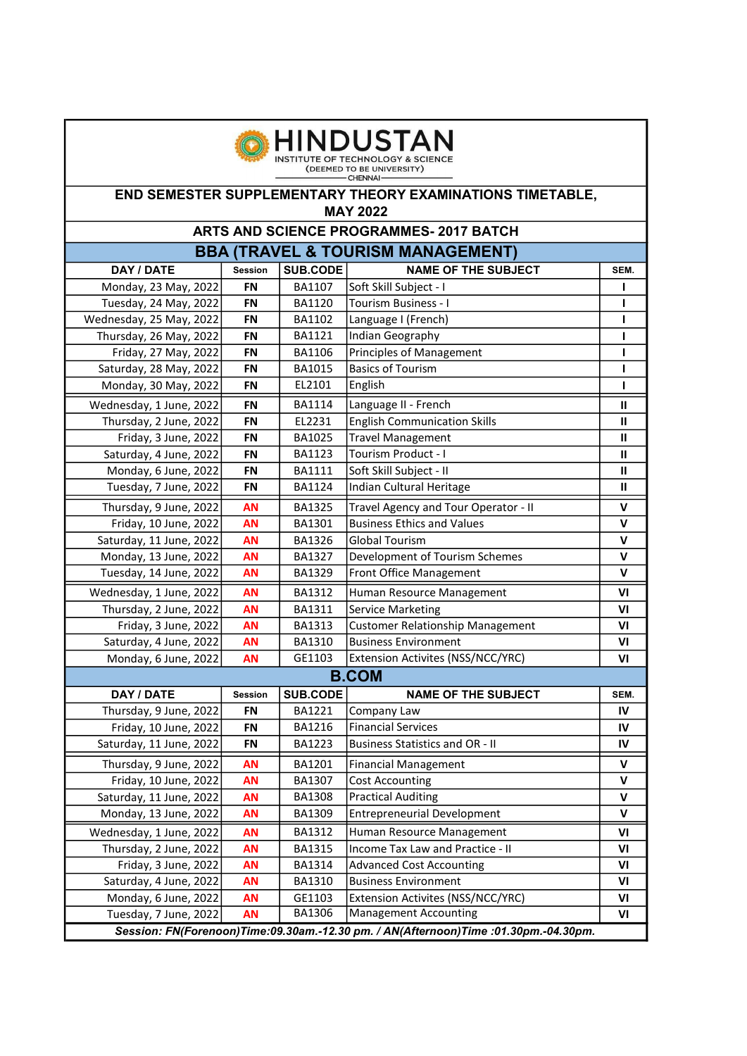# HINDUSTAN

INSTITUTE OF TECHNOLOGY & SCIENCE
(DEEMED TO BE UNIVERSITY)
CHENNAI

## END SEMESTER SUPPLEMENTARY THEORY EXAMINATIONS TIMETABLE, MAY 2022

## ARTS AND SCIENCE PROGRAMMES- 2017 BATCH

### BBA (TRAVEL & TOURISM MANAGEMENT)

| DAY / DATE | Session | SUB.CODE | NAME OF THE SUBJECT | SEM. |
|---|---|---|---|---|
| Monday, 23 May, 2022 | FN | BA1107 | Soft Skill Subject - I | I |
| Tuesday, 24 May, 2022 | FN | BA1120 | Tourism Business - I | I |
| Wednesday, 25 May, 2022 | FN | BA1102 | Language I (French) | I |
| Thursday, 26 May, 2022 | FN | BA1121 | Indian Geography | I |
| Friday, 27 May, 2022 | FN | BA1106 | Principles of Management | I |
| Saturday, 28 May, 2022 | FN | BA1015 | Basics of Tourism | I |
| Monday, 30 May, 2022 | FN | EL2101 | English | I |
| Wednesday, 1 June, 2022 | FN | BA1114 | Language II - French | II |
| Thursday, 2 June, 2022 | FN | EL2231 | English Communication Skills | II |
| Friday, 3 June, 2022 | FN | BA1025 | Travel Management | II |
| Saturday, 4 June, 2022 | FN | BA1123 | Tourism Product - I | II |
| Monday, 6 June, 2022 | FN | BA1111 | Soft Skill Subject - II | II |
| Tuesday, 7 June, 2022 | FN | BA1124 | Indian Cultural Heritage | II |
| Thursday, 9 June, 2022 | AN | BA1325 | Travel Agency and Tour Operator - II | V |
| Friday, 10 June, 2022 | AN | BA1301 | Business Ethics and Values | V |
| Saturday, 11 June, 2022 | AN | BA1326 | Global Tourism | V |
| Monday, 13 June, 2022 | AN | BA1327 | Development of Tourism Schemes | V |
| Tuesday, 14 June, 2022 | AN | BA1329 | Front Office Management | V |
| Wednesday, 1 June, 2022 | AN | BA1312 | Human Resource Management | VI |
| Thursday, 2 June, 2022 | AN | BA1311 | Service Marketing | VI |
| Friday, 3 June, 2022 | AN | BA1313 | Customer Relationship Management | VI |
| Saturday, 4 June, 2022 | AN | BA1310 | Business Environment | VI |
| Monday, 6 June, 2022 | AN | GE1103 | Extension Activites (NSS/NCC/YRC) | VI |

### B.COM

| DAY / DATE | Session | SUB.CODE | NAME OF THE SUBJECT | SEM. |
|---|---|---|---|---|
| Thursday, 9 June, 2022 | FN | BA1221 | Company Law | IV |
| Friday, 10 June, 2022 | FN | BA1216 | Financial Services | IV |
| Saturday, 11 June, 2022 | FN | BA1223 | Business Statistics and OR - II | IV |
| Thursday, 9 June, 2022 | AN | BA1201 | Financial Management | V |
| Friday, 10 June, 2022 | AN | BA1307 | Cost Accounting | V |
| Saturday, 11 June, 2022 | AN | BA1308 | Practical Auditing | V |
| Monday, 13 June, 2022 | AN | BA1309 | Entrepreneurial Development | V |
| Wednesday, 1 June, 2022 | AN | BA1312 | Human Resource Management | VI |
| Thursday, 2 June, 2022 | AN | BA1315 | Income Tax Law and Practice - II | VI |
| Friday, 3 June, 2022 | AN | BA1314 | Advanced Cost Accounting | VI |
| Saturday, 4 June, 2022 | AN | BA1310 | Business Environment | VI |
| Monday, 6 June, 2022 | AN | GE1103 | Extension Activites (NSS/NCC/YRC) | VI |
| Tuesday, 7 June, 2022 | AN | BA1306 | Management Accounting | VI |

***Session: FN(Forenoon)Time:09.30am.-12.30 pm. / AN(Afternoon)Time :01.30pm.-04.30pm.***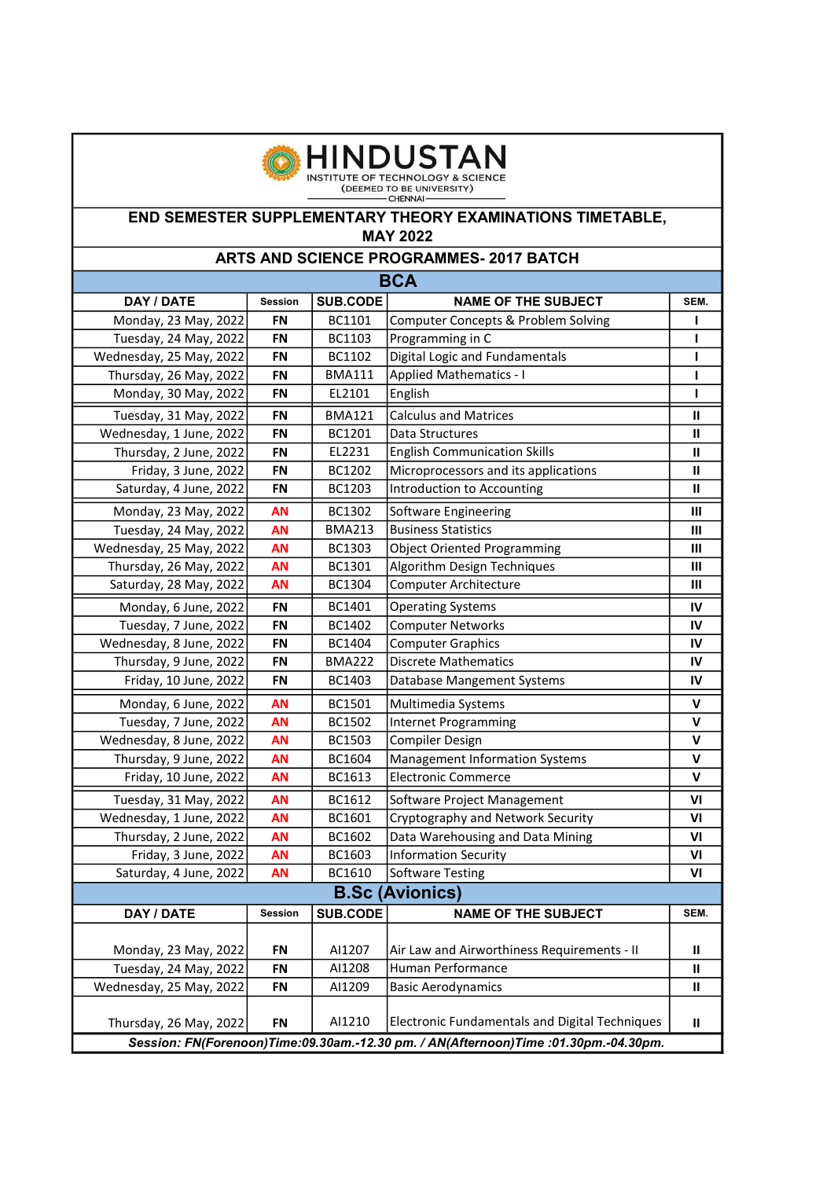**HINDUSTAN**
INSTITUTE OF TECHNOLOGY & SCIENCE
(DEEMED TO BE UNIVERSITY)
CHENNAI

# END SEMESTER SUPPLEMENTARY THEORY EXAMINATIONS TIMETABLE, MAY 2022

## ARTS AND SCIENCE PROGRAMMES- 2017 BATCH

### BCA

| DAY / DATE | Session | SUB.CODE | NAME OF THE SUBJECT | SEM. |
|---|---|---|---|---|
| Monday, 23 May, 2022 | FN | BC1101 | Computer Concepts & Problem Solving | I |
| Tuesday, 24 May, 2022 | FN | BC1103 | Programming in C | I |
| Wednesday, 25 May, 2022 | FN | BC1102 | Digital Logic and Fundamentals | I |
| Thursday, 26 May, 2022 | FN | BMA111 | Applied Mathematics - I | I |
| Monday, 30 May, 2022 | FN | EL2101 | English | I |
| Tuesday, 31 May, 2022 | FN | BMA121 | Calculus and Matrices | II |
| Wednesday, 1 June, 2022 | FN | BC1201 | Data Structures | II |
| Thursday, 2 June, 2022 | FN | EL2231 | English Communication Skills | II |
| Friday, 3 June, 2022 | FN | BC1202 | Microprocessors and its applications | II |
| Saturday, 4 June, 2022 | FN | BC1203 | Introduction to Accounting | II |
| Monday, 23 May, 2022 | AN | BC1302 | Software Engineering | III |
| Tuesday, 24 May, 2022 | AN | BMA213 | Business Statistics | III |
| Wednesday, 25 May, 2022 | AN | BC1303 | Object Oriented Programming | III |
| Thursday, 26 May, 2022 | AN | BC1301 | Algorithm Design Techniques | III |
| Saturday, 28 May, 2022 | AN | BC1304 | Computer Architecture | III |
| Monday, 6 June, 2022 | FN | BC1401 | Operating Systems | IV |
| Tuesday, 7 June, 2022 | FN | BC1402 | Computer Networks | IV |
| Wednesday, 8 June, 2022 | FN | BC1404 | Computer Graphics | IV |
| Thursday, 9 June, 2022 | FN | BMA222 | Discrete Mathematics | IV |
| Friday, 10 June, 2022 | FN | BC1403 | Database Mangement Systems | IV |
| Monday, 6 June, 2022 | AN | BC1501 | Multimedia Systems | V |
| Tuesday, 7 June, 2022 | AN | BC1502 | Internet Programming | V |
| Wednesday, 8 June, 2022 | AN | BC1503 | Compiler Design | V |
| Thursday, 9 June, 2022 | AN | BC1604 | Management Information Systems | V |
| Friday, 10 June, 2022 | AN | BC1613 | Electronic Commerce | V |
| Tuesday, 31 May, 2022 | AN | BC1612 | Software Project Management | VI |
| Wednesday, 1 June, 2022 | AN | BC1601 | Cryptography and Network Security | VI |
| Thursday, 2 June, 2022 | AN | BC1602 | Data Warehousing and Data Mining | VI |
| Friday, 3 June, 2022 | AN | BC1603 | Information Security | VI |
| Saturday, 4 June, 2022 | AN | BC1610 | Software Testing | VI |

### B.Sc (Avionics)

| DAY / DATE | Session | SUB.CODE | NAME OF THE SUBJECT | SEM. |
|---|---|---|---|---|
| Monday, 23 May, 2022 | FN | AI1207 | Air Law and Airworthiness Requirements - II | II |
| Tuesday, 24 May, 2022 | FN | AI1208 | Human Performance | II |
| Wednesday, 25 May, 2022 | FN | AI1209 | Basic Aerodynamics | II |
| Thursday, 26 May, 2022 | FN | AI1210 | Electronic Fundamentals and Digital Techniques | II |

***Session: FN(Forenoon)Time:09.30am.-12.30 pm. / AN(Afternoon)Time :01.30pm.-04.30pm.***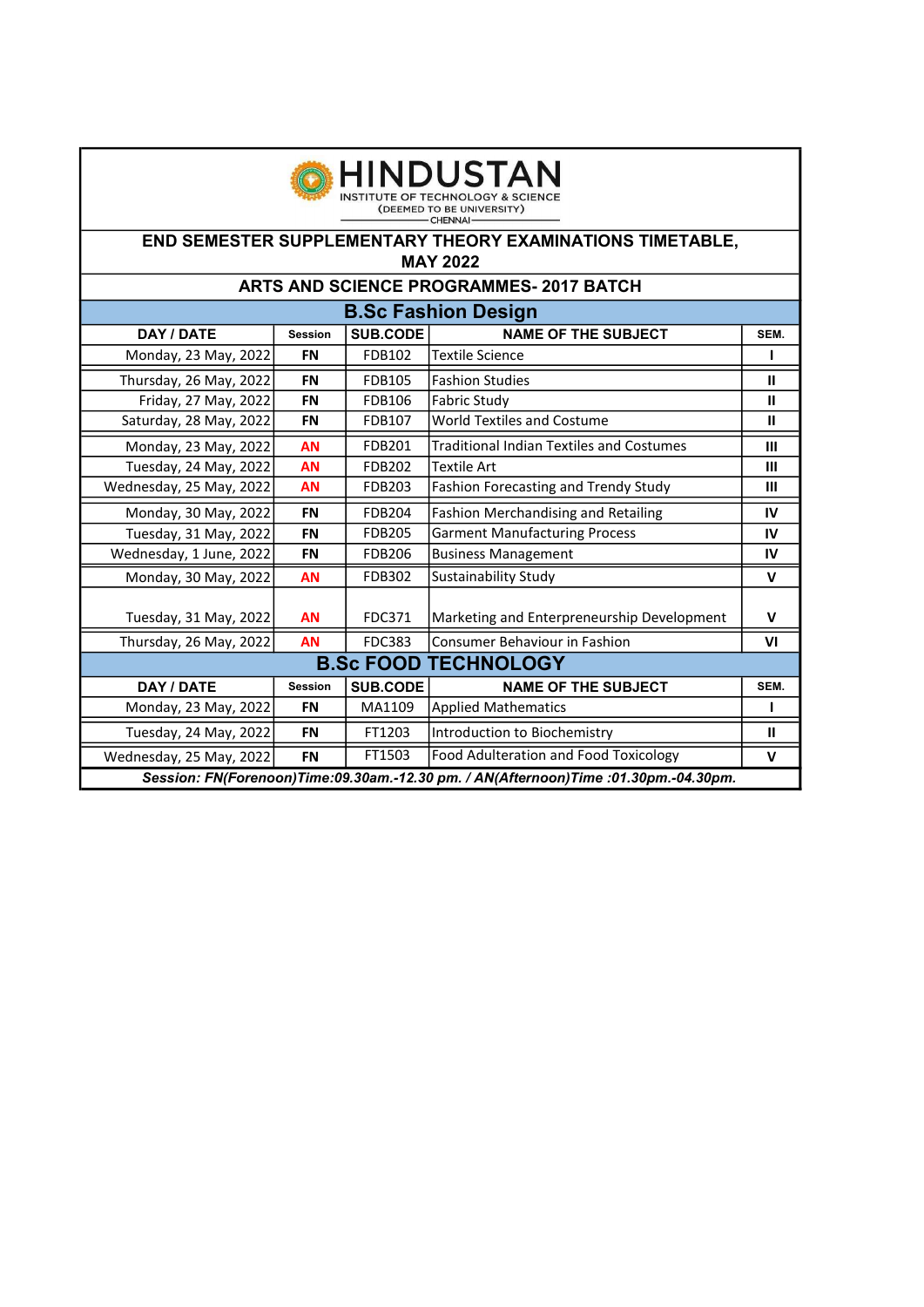# HINDUSTAN
INSTITUTE OF TECHNOLOGY & SCIENCE
(DEEMED TO BE UNIVERSITY)
CHENNAI

## END SEMESTER SUPPLEMENTARY THEORY EXAMINATIONS TIMETABLE, MAY 2022

## ARTS AND SCIENCE PROGRAMMES- 2017 BATCH

### B.Sc Fashion Design

| DAY / DATE | Session | SUB.CODE | NAME OF THE SUBJECT | SEM. |
|---|---|---|---|---|
| Monday, 23 May, 2022 | FN | FDB102 | Textile Science | I |
| Thursday, 26 May, 2022 | FN | FDB105 | Fashion Studies | II |
| Friday, 27 May, 2022 | FN | FDB106 | Fabric Study | II |
| Saturday, 28 May, 2022 | FN | FDB107 | World Textiles and Costume | II |
| Monday, 23 May, 2022 | AN | FDB201 | Traditional Indian Textiles and Costumes | III |
| Tuesday, 24 May, 2022 | AN | FDB202 | Textile Art | III |
| Wednesday, 25 May, 2022 | AN | FDB203 | Fashion Forecasting and Trendy Study | III |
| Monday, 30 May, 2022 | FN | FDB204 | Fashion Merchandising and Retailing | IV |
| Tuesday, 31 May, 2022 | FN | FDB205 | Garment Manufacturing Process | IV |
| Wednesday, 1 June, 2022 | FN | FDB206 | Business Management | IV |
| Monday, 30 May, 2022 | AN | FDB302 | Sustainability Study | V |
| Tuesday, 31 May, 2022 | AN | FDC371 | Marketing and Enterpreneurship Development | V |
| Thursday, 26 May, 2022 | AN | FDC383 | Consumer Behaviour in Fashion | VI |

### B.Sc FOOD TECHNOLOGY

| DAY / DATE | Session | SUB.CODE | NAME OF THE SUBJECT | SEM. |
|---|---|---|---|---|
| Monday, 23 May, 2022 | FN | MA1109 | Applied Mathematics | I |
| Tuesday, 24 May, 2022 | FN | FT1203 | Introduction to Biochemistry | II |
| Wednesday, 25 May, 2022 | FN | FT1503 | Food Adulteration and Food Toxicology | V |

***Session: FN(Forenoon)Time:09.30am.-12.30 pm. / AN(Afternoon)Time :01.30pm.-04.30pm.***